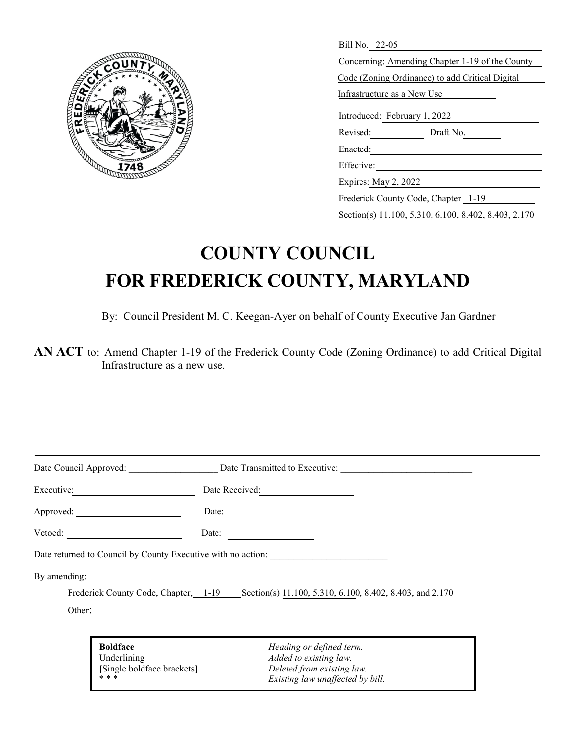Bill No. 22-05

Concerning: Amending Chapter 1-19 of the County Code (Zoning Ordinance) to add Critical Digital Infrastructure as a New Use

Introduced: February 1, 2022

Revised: Draft No.

Enacted:

Effective:

Expires: May 2, 2022

Frederick County Code, Chapter 1-19

Section(s) 11.100, 5.310, 6.100, 8.402, 8.403, 2.170

# COUNTY COUNCIL
# FOR FREDERICK COUNTY, MARYLAND

By: Council President M. C. Keegan-Ayer on behalf of County Executive Jan Gardner

**AN ACT** to: Amend Chapter 1-19 of the Frederick County Code (Zoning Ordinance) to add Critical Digital Infrastructure as a new use.

Date Council Approved: ___________________ Date Transmitted to Executive: ____________________________

Executive: ____________________ Date Received: ____________________

Approved: ____________________ Date: ____________________

Vetoed: ____________________ Date: ____________________

Date returned to Council by County Executive with no action: _________________________

By amending:

Frederick County Code, Chapter, 1-19 Section(s) 11.100, 5.310, 6.100, 8.402, 8.403, and 2.170

Other: ____________________

| | |
|---|---|
| **Boldface** | *Heading or defined term.* |
| Underlining | *Added to existing law.* |
| **[**Single boldface brackets**]** | *Deleted from existing law.* |
| * * * | *Existing law unaffected by bill.* |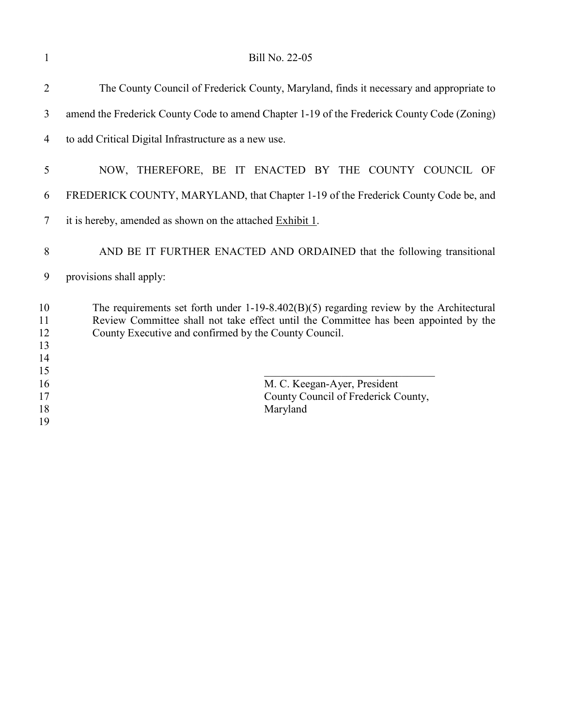Bill No. 22-05

The County Council of Frederick County, Maryland, finds it necessary and appropriate to amend the Frederick County Code to amend Chapter 1-19 of the Frederick County Code (Zoning) to add Critical Digital Infrastructure as a new use.

NOW, THEREFORE, BE IT ENACTED BY THE COUNTY COUNCIL OF FREDERICK COUNTY, MARYLAND, that Chapter 1-19 of the Frederick County Code be, and it is hereby, amended as shown on the attached Exhibit 1.

AND BE IT FURTHER ENACTED AND ORDAINED that the following transitional provisions shall apply:

> The requirements set forth under 1-19-8.402(B)(5) regarding review by the Architectural Review Committee shall not take effect until the Committee has been appointed by the County Executive and confirmed by the County Council.

\_\_\_\_\_\_\_\_\_\_\_\_\_\_\_\_\_\_\_\_\_\_\_\_\_\_\_\_\_\_\_\_

M. C. Keegan-Ayer, President
County Council of Frederick County,
Maryland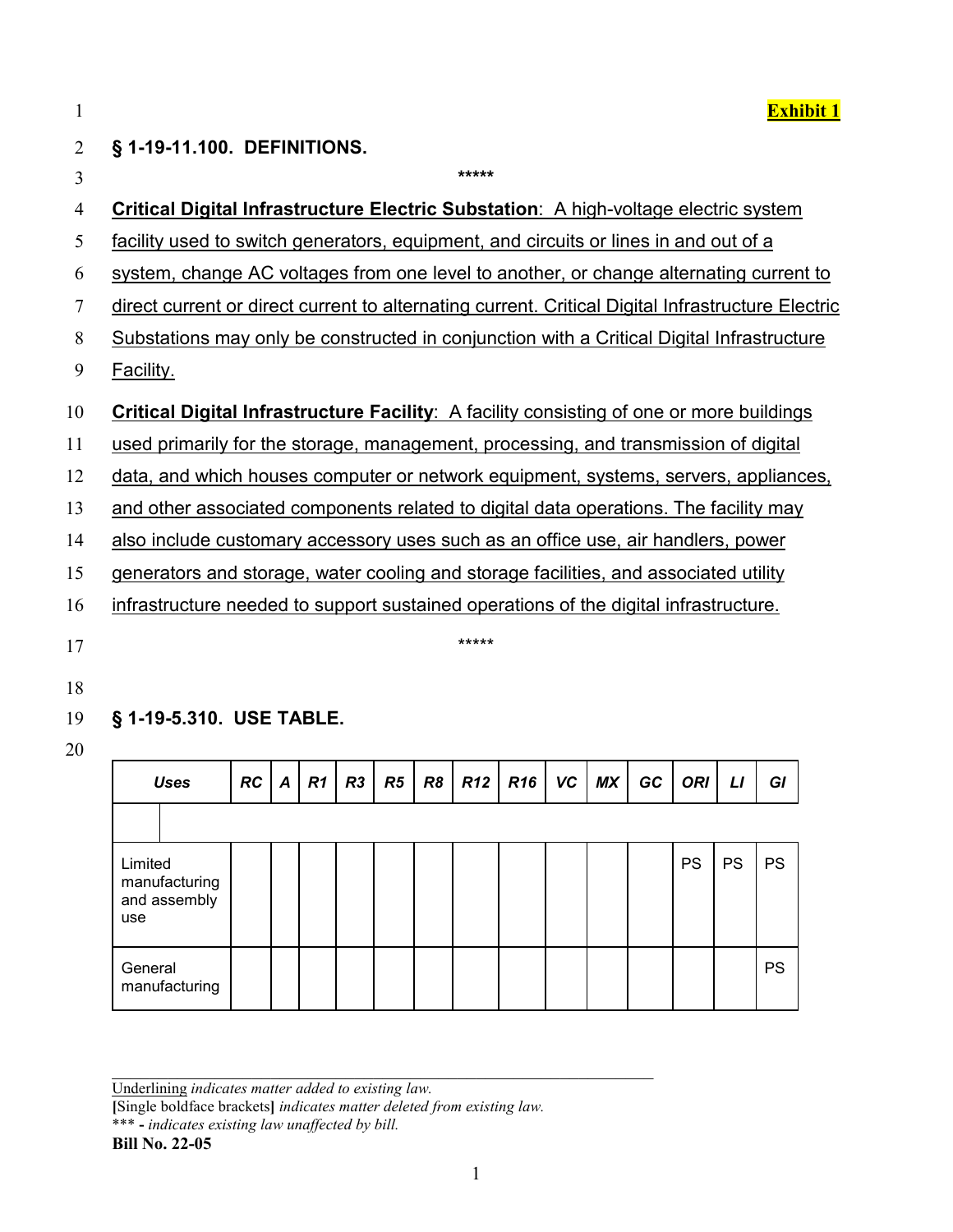**Exhibit 1**

## § 1-19-11.100. DEFINITIONS.

\*\*\*\*\*

<u>**Critical Digital Infrastructure Electric Substation**: A high-voltage electric system facility used to switch generators, equipment, and circuits or lines in and out of a system, change AC voltages from one level to another, or change alternating current to direct current or direct current to alternating current. Critical Digital Infrastructure Electric Substations may only be constructed in conjunction with a Critical Digital Infrastructure Facility.</u>

<u>**Critical Digital Infrastructure Facility**: A facility consisting of one or more buildings used primarily for the storage, management, processing, and transmission of digital data, and which houses computer or network equipment, systems, servers, appliances, and other associated components related to digital data operations. The facility may also include customary accessory uses such as an office use, air handlers, power generators and storage, water cooling and storage facilities, and associated utility infrastructure needed to support sustained operations of the digital infrastructure.</u>

\*\*\*\*\*

## § 1-19-5.310. USE TABLE.

| *Uses* | *RC* | *A* | *R1* | *R3* | *R5* | *R8* | *R12* | *R16* | *VC* | *MX* | *GC* | *ORI* | *LI* | *GI* |
|---|---|---|---|---|---|---|---|---|---|---|---|---|---|---|
| | | | | | | | | | | | | | | |
| Limited manufacturing and assembly use | | | | | | | | | | | | PS | PS | PS |
| General manufacturing | | | | | | | | | | | | | | PS |

---

<u>Underlining</u> *indicates matter added to existing law.*
**[**Single boldface brackets**]** *indicates matter deleted from existing law.*
\*\*\* **-** *indicates existing law unaffected by bill.*
**Bill No. 22-05**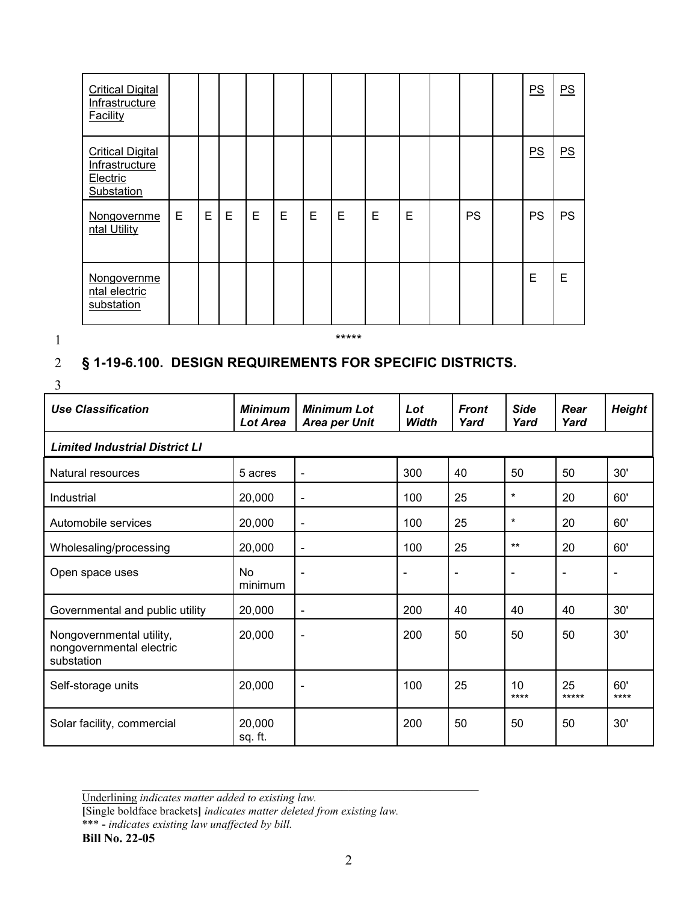| | | | | | | | | | | | | | | |
|---|---|---|---|---|---|---|---|---|---|---|---|---|---|---|
| <u>Critical Digital Infrastructure Facility</u> | | | | | | | | | | | | | <u>PS</u> | <u>PS</u> |
| <u>Critical Digital Infrastructure Electric Substation</u> | | | | | | | | | | | | | <u>PS</u> | <u>PS</u> |
| <u>Nongovernmental Utility</u> | E | E | E | E | E | E | E | E | E | | PS | | PS | PS |
| <u>Nongovernmental electric substation</u> | | | | | | | | | | | | | E | E |

*****

## § 1-19-6.100. DESIGN REQUIREMENTS FOR SPECIFIC DISTRICTS.

| *Use Classification* | *Minimum Lot Area* | *Minimum Lot Area per Unit* | *Lot Width* | *Front Yard* | *Side Yard* | *Rear Yard* | *Height* |
|---|---|---|---|---|---|---|---|
| ***Limited Industrial District LI*** | | | | | | | |
| Natural resources | 5 acres | - | 300 | 40 | 50 | 50 | 30' |
| Industrial | 20,000 | - | 100 | 25 | * | 20 | 60' |
| Automobile services | 20,000 | - | 100 | 25 | * | 20 | 60' |
| Wholesaling/processing | 20,000 | - | 100 | 25 | ** | 20 | 60' |
| Open space uses | No minimum | - | - | - | - | - | - |
| Governmental and public utility | 20,000 | - | 200 | 40 | 40 | 40 | 30' |
| Nongovernmental utility, nongovernmental electric substation | 20,000 | - | 200 | 50 | 50 | 50 | 30' |
| Self-storage units | 20,000 | - | 100 | 25 | 10 **** | 25 ***** | 60' **** |
| Solar facility, commercial | 20,000 sq. ft. | | 200 | 50 | 50 | 50 | 30' |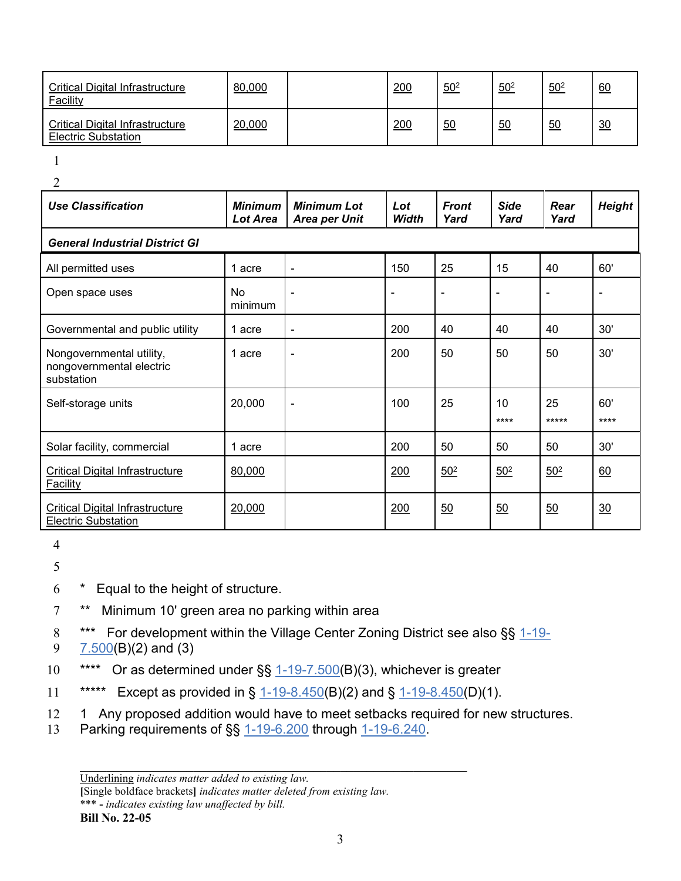| Critical Digital Infrastructure Facility | 80,000 | | 200 | 50[2] | 50[2] | 50[2] | 60 |
|---|---|---|---|---|---|---|---|
| Critical Digital Infrastructure Electric Substation | 20,000 | | 200 | 50 | 50 | 50 | 30 |

| ***Use Classification*** | ***Minimum Lot Area*** | ***Minimum Lot Area per Unit*** | ***Lot Width*** | ***Front Yard*** | ***Side Yard*** | ***Rear Yard*** | ***Height*** |
|---|---|---|---|---|---|---|---|
| ***General Industrial District GI*** | | | | | | | |
| All permitted uses | 1 acre | - | 150 | 25 | 15 | 40 | 60' |
| Open space uses | No minimum | - | - | - | - | - | - |
| Governmental and public utility | 1 acre | - | 200 | 40 | 40 | 40 | 30' |
| Nongovernmental utility, nongovernmental electric substation | 1 acre | - | 200 | 50 | 50 | 50 | 30' |
| Self-storage units | 20,000 | - | 100 | 25 | 10 **** | 25 ***** | 60' **** |
| Solar facility, commercial | 1 acre | | 200 | 50 | 50 | 50 | 30' |
| Critical Digital Infrastructure Facility | 80,000 | | 200 | 50[2] | 50[2] | 50[2] | 60 |
| Critical Digital Infrastructure Electric Substation | 20,000 | | 200 | 50 | 50 | 50 | 30 |

\* Equal to the height of structure.

\** Minimum 10' green area no parking within area

\*** For development within the Village Center Zoning District see also §§ 1-19-7.500(B)(2) and (3)

\**** Or as determined under §§ 1-19-7.500(B)(3), whichever is greater

\***** Except as provided in § 1-19-8.450(B)(2) and § 1-19-8.450(D)(1).

1 Any proposed addition would have to meet setbacks required for new structures. Parking requirements of §§ 1-19-6.200 through 1-19-6.240.

Underlining *indicates matter added to existing law.*
**[**Single boldface brackets**]** *indicates matter deleted from existing law.*
\*** **-** *indicates existing law unaffected by bill.*
**Bill No. 22-05**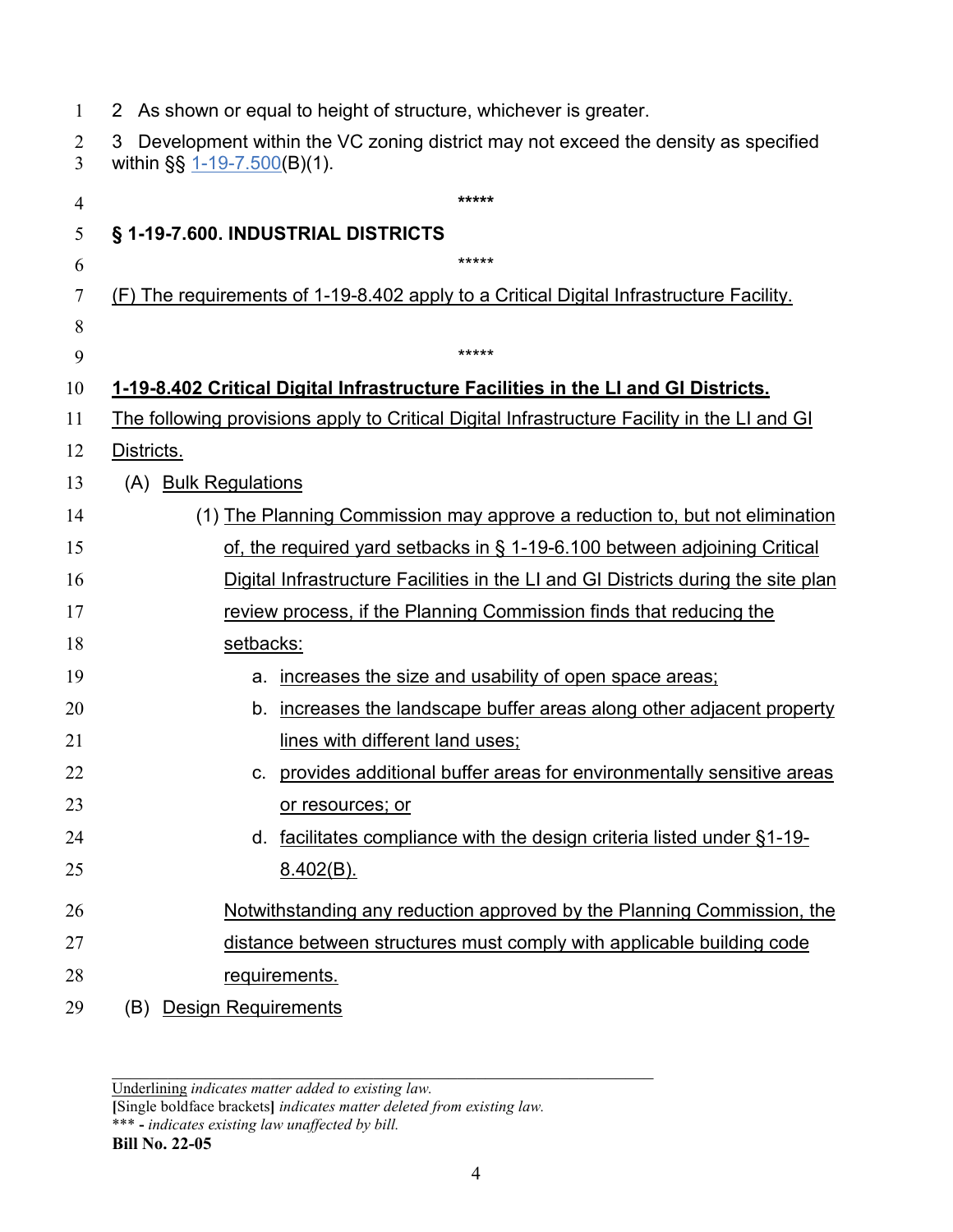2 As shown or equal to height of structure, whichever is greater.

3 Development within the VC zoning district may not exceed the density as specified within §§ 1-19-7.500(B)(1).

*****

**§ 1-19-7.600. INDUSTRIAL DISTRICTS**

*****

(F) The requirements of 1-19-8.402 apply to a Critical Digital Infrastructure Facility.

*****

**1-19-8.402 Critical Digital Infrastructure Facilities in the LI and GI Districts.**

The following provisions apply to Critical Digital Infrastructure Facility in the LI and GI Districts.

(A) Bulk Regulations

(1) The Planning Commission may approve a reduction to, but not elimination of, the required yard setbacks in § 1-19-6.100 between adjoining Critical Digital Infrastructure Facilities in the LI and GI Districts during the site plan review process, if the Planning Commission finds that reducing the setbacks:

a. increases the size and usability of open space areas;

b. increases the landscape buffer areas along other adjacent property lines with different land uses;

c. provides additional buffer areas for environmentally sensitive areas or resources; or

d. facilitates compliance with the design criteria listed under §1-19-8.402(B).

Notwithstanding any reduction approved by the Planning Commission, the distance between structures must comply with applicable building code requirements.

(B) Design Requirements

Underlining *indicates matter added to existing law.*
**[**Single boldface brackets**]** *indicates matter deleted from existing law.*
\*\*\* - *indicates existing law unaffected by bill.*
**Bill No. 22-05**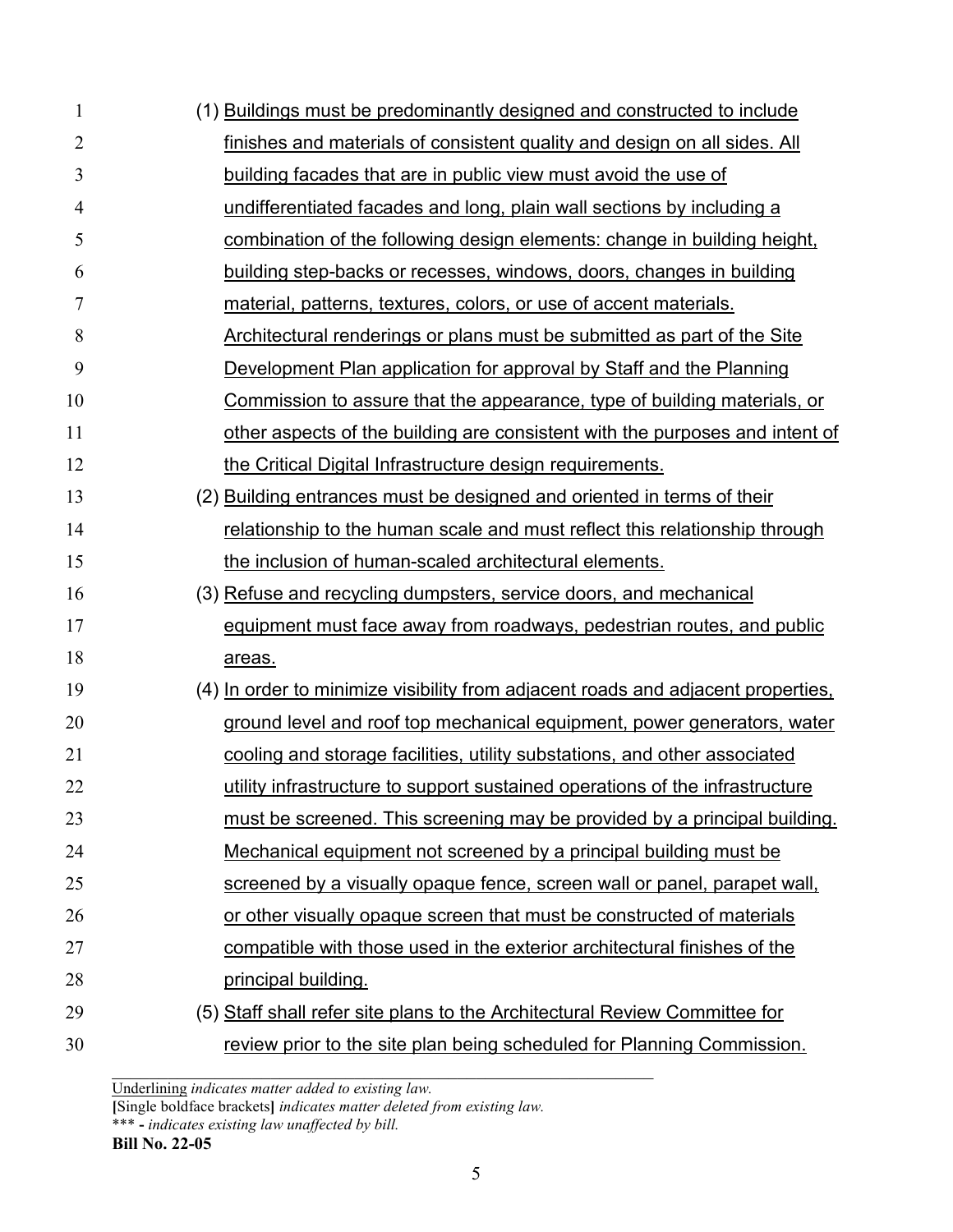(1) Buildings must be predominantly designed and constructed to include finishes and materials of consistent quality and design on all sides. All building facades that are in public view must avoid the use of undifferentiated facades and long, plain wall sections by including a combination of the following design elements: change in building height, building step-backs or recesses, windows, doors, changes in building material, patterns, textures, colors, or use of accent materials. Architectural renderings or plans must be submitted as part of the Site Development Plan application for approval by Staff and the Planning Commission to assure that the appearance, type of building materials, or other aspects of the building are consistent with the purposes and intent of the Critical Digital Infrastructure design requirements.

(2) Building entrances must be designed and oriented in terms of their relationship to the human scale and must reflect this relationship through the inclusion of human-scaled architectural elements.

(3) Refuse and recycling dumpsters, service doors, and mechanical equipment must face away from roadways, pedestrian routes, and public areas.

(4) In order to minimize visibility from adjacent roads and adjacent properties, ground level and roof top mechanical equipment, power generators, water cooling and storage facilities, utility substations, and other associated utility infrastructure to support sustained operations of the infrastructure must be screened. This screening may be provided by a principal building. Mechanical equipment not screened by a principal building must be screened by a visually opaque fence, screen wall or panel, parapet wall, or other visually opaque screen that must be constructed of materials compatible with those used in the exterior architectural finishes of the principal building.

(5) Staff shall refer site plans to the Architectural Review Committee for review prior to the site plan being scheduled for Planning Commission.

---

Underlining *indicates matter added to existing law.*
**[**Single boldface brackets**]** *indicates matter deleted from existing law.*
\*\*\* **-** *indicates existing law unaffected by bill.*
**Bill No. 22-05**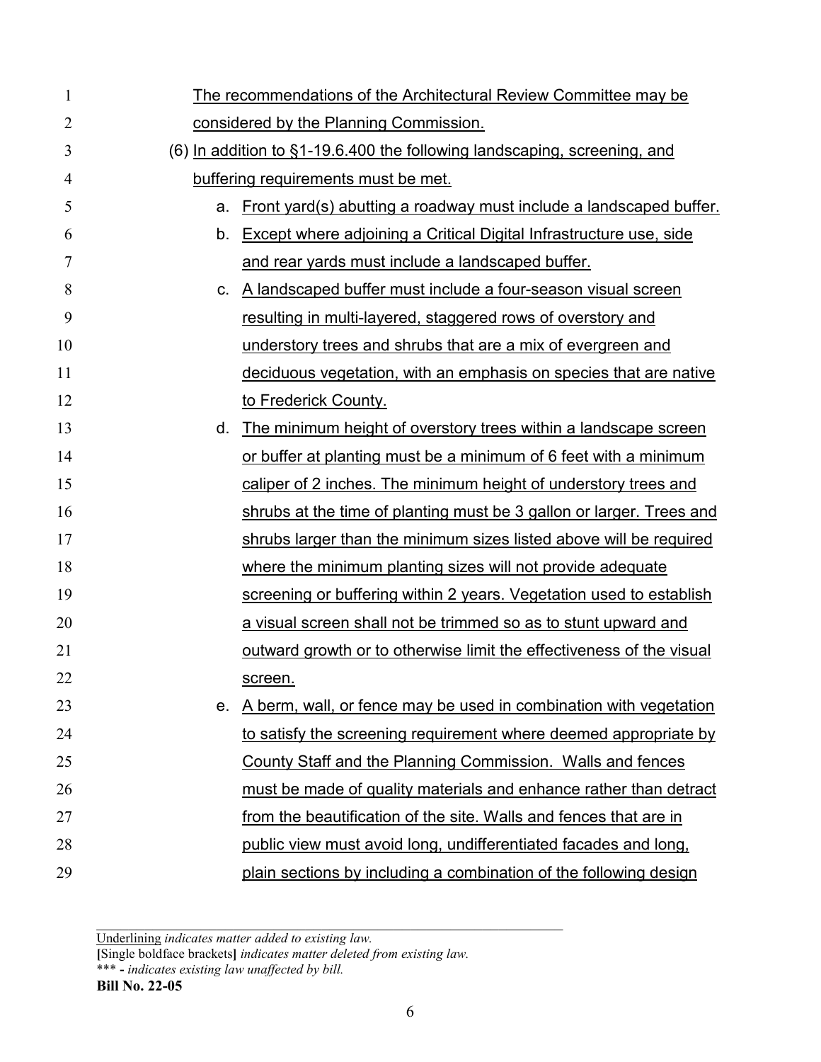The recommendations of the Architectural Review Committee may be considered by the Planning Commission.

(6) In addition to §1-19.6.400 the following landscaping, screening, and buffering requirements must be met.

a. Front yard(s) abutting a roadway must include a landscaped buffer.

b. Except where adjoining a Critical Digital Infrastructure use, side and rear yards must include a landscaped buffer.

c. A landscaped buffer must include a four-season visual screen resulting in multi-layered, staggered rows of overstory and understory trees and shrubs that are a mix of evergreen and deciduous vegetation, with an emphasis on species that are native to Frederick County.

d. The minimum height of overstory trees within a landscape screen or buffer at planting must be a minimum of 6 feet with a minimum caliper of 2 inches. The minimum height of understory trees and shrubs at the time of planting must be 3 gallon or larger. Trees and shrubs larger than the minimum sizes listed above will be required where the minimum planting sizes will not provide adequate screening or buffering within 2 years. Vegetation used to establish a visual screen shall not be trimmed so as to stunt upward and outward growth or to otherwise limit the effectiveness of the visual screen.

e. A berm, wall, or fence may be used in combination with vegetation to satisfy the screening requirement where deemed appropriate by County Staff and the Planning Commission. Walls and fences must be made of quality materials and enhance rather than detract from the beautification of the site. Walls and fences that are in public view must avoid long, undifferentiated facades and long, plain sections by including a combination of the following design

---

Underlining *indicates matter added to existing law.*
**[**Single boldface brackets**]** *indicates matter deleted from existing law.*
\*\*\* **-** *indicates existing law unaffected by bill.*
**Bill No. 22-05**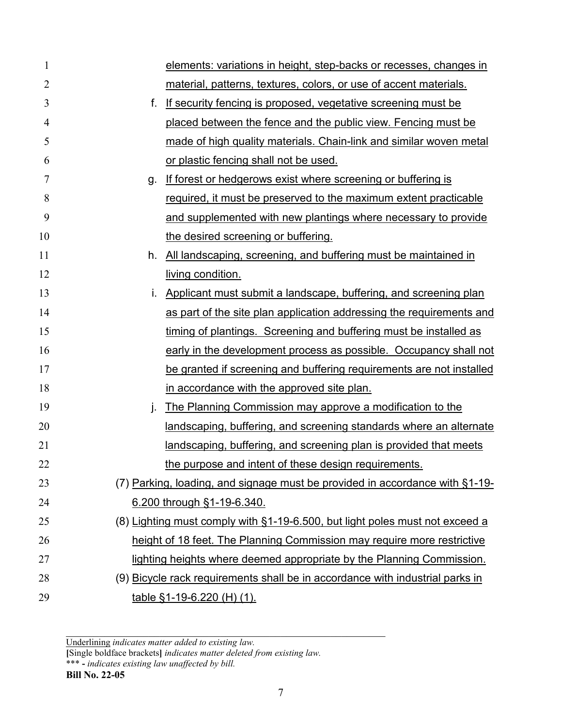elements: variations in height, step-backs or recesses, changes in material, patterns, textures, colors, or use of accent materials.

f. If security fencing is proposed, vegetative screening must be placed between the fence and the public view. Fencing must be made of high quality materials. Chain-link and similar woven metal or plastic fencing shall not be used.

g. If forest or hedgerows exist where screening or buffering is required, it must be preserved to the maximum extent practicable and supplemented with new plantings where necessary to provide the desired screening or buffering.

h. All landscaping, screening, and buffering must be maintained in living condition.

i. Applicant must submit a landscape, buffering, and screening plan as part of the site plan application addressing the requirements and timing of plantings. Screening and buffering must be installed as early in the development process as possible. Occupancy shall not be granted if screening and buffering requirements are not installed in accordance with the approved site plan.

j. The Planning Commission may approve a modification to the landscaping, buffering, and screening standards where an alternate landscaping, buffering, and screening plan is provided that meets the purpose and intent of these design requirements.

(7) Parking, loading, and signage must be provided in accordance with §1-19-6.200 through §1-19-6.340.

(8) Lighting must comply with §1-19-6.500, but light poles must not exceed a height of 18 feet. The Planning Commission may require more restrictive lighting heights where deemed appropriate by the Planning Commission.

(9) Bicycle rack requirements shall be in accordance with industrial parks in table §1-19-6.220 (H) (1).

---

Underlining *indicates matter added to existing law.*
**[**Single boldface brackets**]** *indicates matter deleted from existing law.*
*** **-** *indicates existing law unaffected by bill.*
**Bill No. 22-05**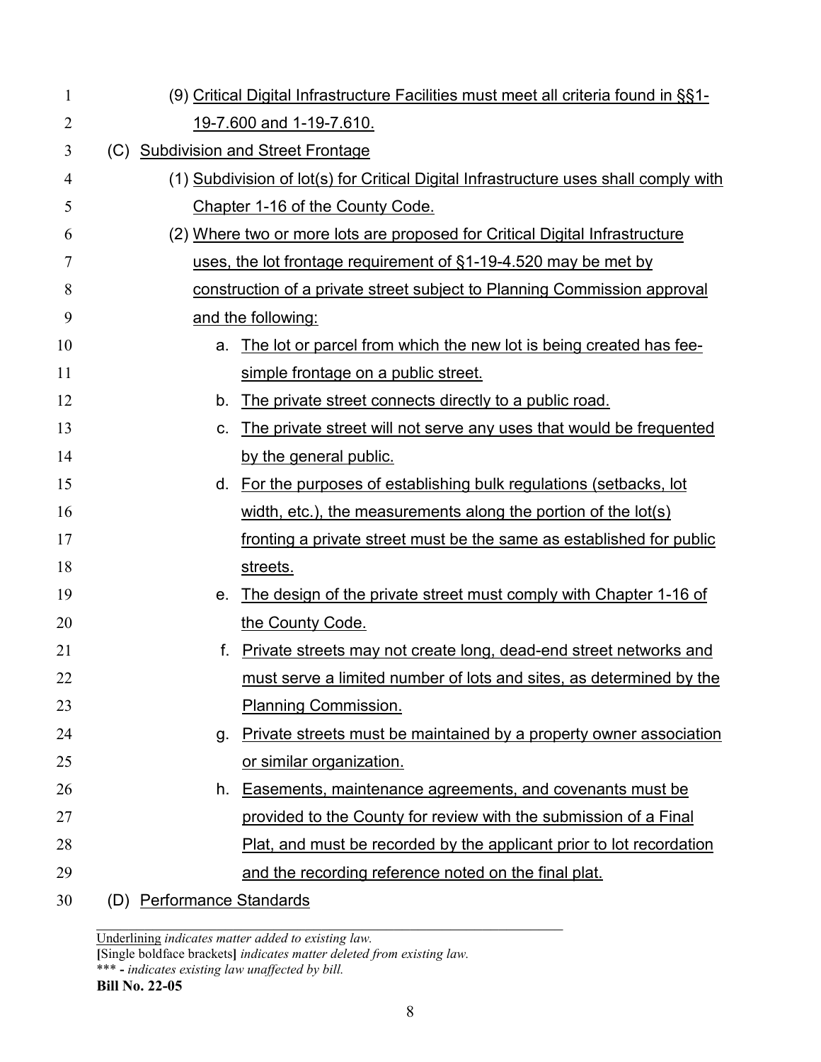(9) Critical Digital Infrastructure Facilities must meet all criteria found in §§1-19-7.600 and 1-19-7.610.

(C) Subdivision and Street Frontage

(1) Subdivision of lot(s) for Critical Digital Infrastructure uses shall comply with Chapter 1-16 of the County Code.

(2) Where two or more lots are proposed for Critical Digital Infrastructure uses, the lot frontage requirement of §1-19-4.520 may be met by construction of a private street subject to Planning Commission approval and the following:

a. The lot or parcel from which the new lot is being created has fee-simple frontage on a public street.

b. The private street connects directly to a public road.

c. The private street will not serve any uses that would be frequented by the general public.

d. For the purposes of establishing bulk regulations (setbacks, lot width, etc.), the measurements along the portion of the lot(s) fronting a private street must be the same as established for public streets.

e. The design of the private street must comply with Chapter 1-16 of the County Code.

f. Private streets may not create long, dead-end street networks and must serve a limited number of lots and sites, as determined by the Planning Commission.

g. Private streets must be maintained by a property owner association or similar organization.

h. Easements, maintenance agreements, and covenants must be provided to the County for review with the submission of a Final Plat, and must be recorded by the applicant prior to lot recordation and the recording reference noted on the final plat.

(D) Performance Standards

---

Underlining *indicates matter added to existing law.*
**[**Single boldface brackets**]** *indicates matter deleted from existing law.*
\*\*\* **-** *indicates existing law unaffected by bill.*
**Bill No. 22-05**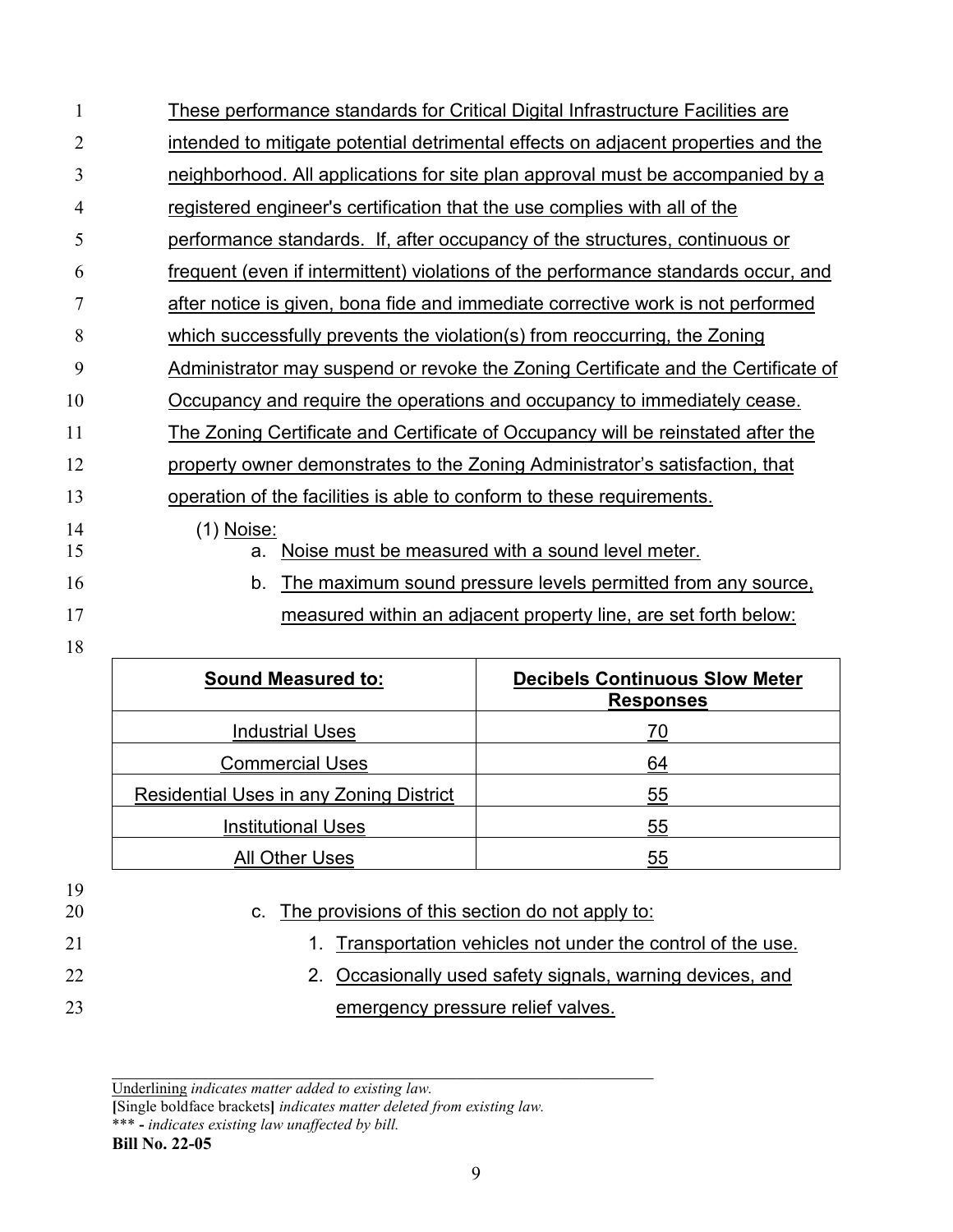These performance standards for Critical Digital Infrastructure Facilities are intended to mitigate potential detrimental effects on adjacent properties and the neighborhood. All applications for site plan approval must be accompanied by a registered engineer's certification that the use complies with all of the performance standards. If, after occupancy of the structures, continuous or frequent (even if intermittent) violations of the performance standards occur, and after notice is given, bona fide and immediate corrective work is not performed which successfully prevents the violation(s) from reoccurring, the Zoning Administrator may suspend or revoke the Zoning Certificate and the Certificate of Occupancy and require the operations and occupancy to immediately cease. The Zoning Certificate and Certificate of Occupancy will be reinstated after the property owner demonstrates to the Zoning Administrator's satisfaction, that operation of the facilities is able to conform to these requirements.

(1) Noise:

a. Noise must be measured with a sound level meter.

b. The maximum sound pressure levels permitted from any source, measured within an adjacent property line, are set forth below:

| **Sound Measured to:** | **Decibels Continuous Slow Meter Responses** |
| --- | --- |
| Industrial Uses | 70 |
| Commercial Uses | 64 |
| Residential Uses in any Zoning District | 55 |
| Institutional Uses | 55 |
| All Other Uses | 55 |

c. The provisions of this section do not apply to:

1. Transportation vehicles not under the control of the use.
2. Occasionally used safety signals, warning devices, and emergency pressure relief valves.

Underlining *indicates matter added to existing law.*
**[**Single boldface brackets**]** *indicates matter deleted from existing law.*
*** - *indicates existing law unaffected by bill.*
**Bill No. 22-05**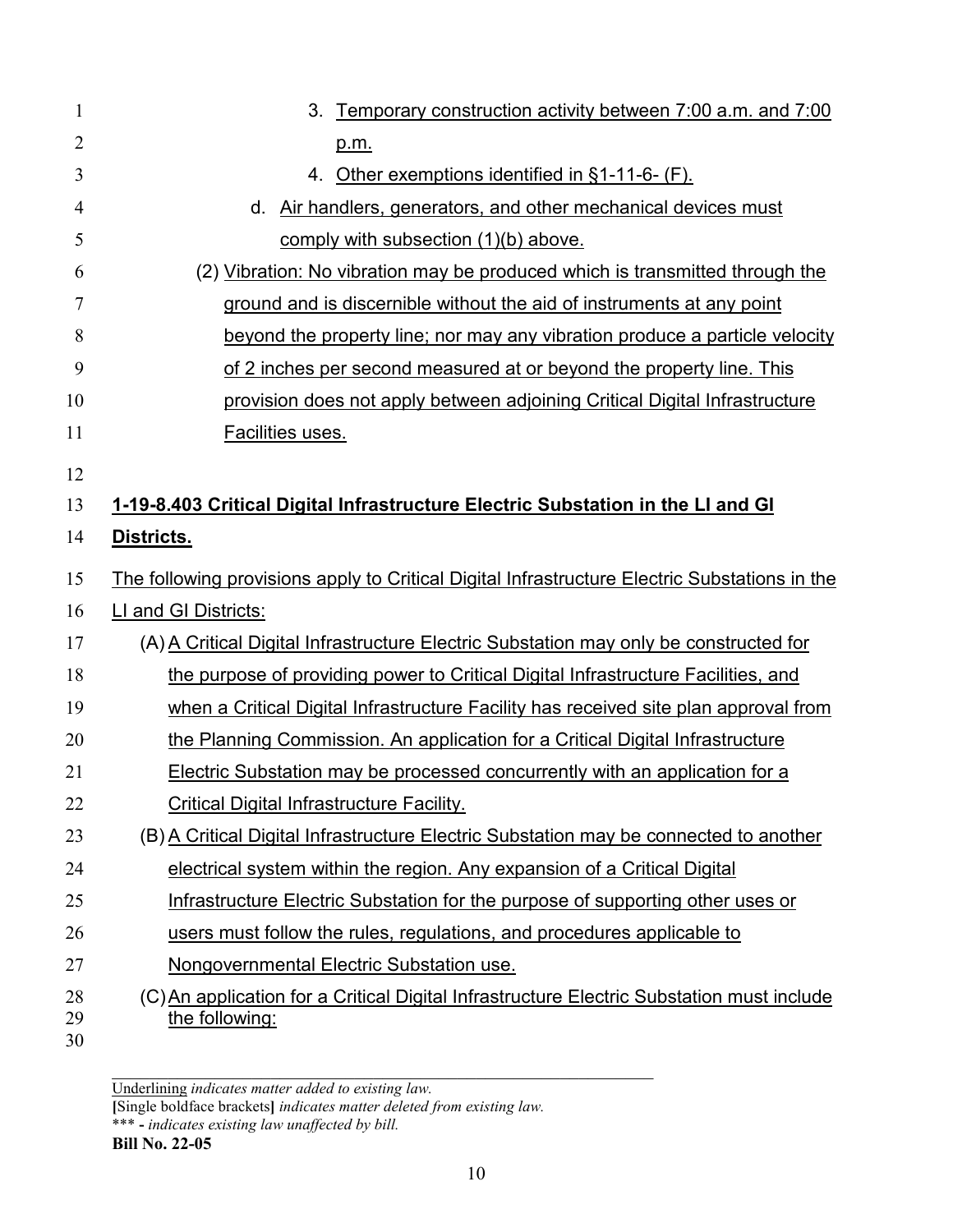3. Temporary construction activity between 7:00 a.m. and 7:00 p.m.
4. Other exemptions identified in §1-11-6- (F).

d. Air handlers, generators, and other mechanical devices must comply with subsection (1)(b) above.

(2) Vibration: No vibration may be produced which is transmitted through the ground and is discernible without the aid of instruments at any point beyond the property line; nor may any vibration produce a particle velocity of 2 inches per second measured at or beyond the property line. This provision does not apply between adjoining Critical Digital Infrastructure Facilities uses.

**1-19-8.403 Critical Digital Infrastructure Electric Substation in the LI and GI Districts.**

The following provisions apply to Critical Digital Infrastructure Electric Substations in the LI and GI Districts:

(A) A Critical Digital Infrastructure Electric Substation may only be constructed for the purpose of providing power to Critical Digital Infrastructure Facilities, and when a Critical Digital Infrastructure Facility has received site plan approval from the Planning Commission. An application for a Critical Digital Infrastructure Electric Substation may be processed concurrently with an application for a Critical Digital Infrastructure Facility.

(B) A Critical Digital Infrastructure Electric Substation may be connected to another electrical system within the region. Any expansion of a Critical Digital Infrastructure Electric Substation for the purpose of supporting other uses or users must follow the rules, regulations, and procedures applicable to Nongovernmental Electric Substation use.

(C) An application for a Critical Digital Infrastructure Electric Substation must include the following:

---

Underlining *indicates matter added to existing law.*
**[**Single boldface brackets**]** *indicates matter deleted from existing law.*
\*\*\* **-** *indicates existing law unaffected by bill.*
**Bill No. 22-05**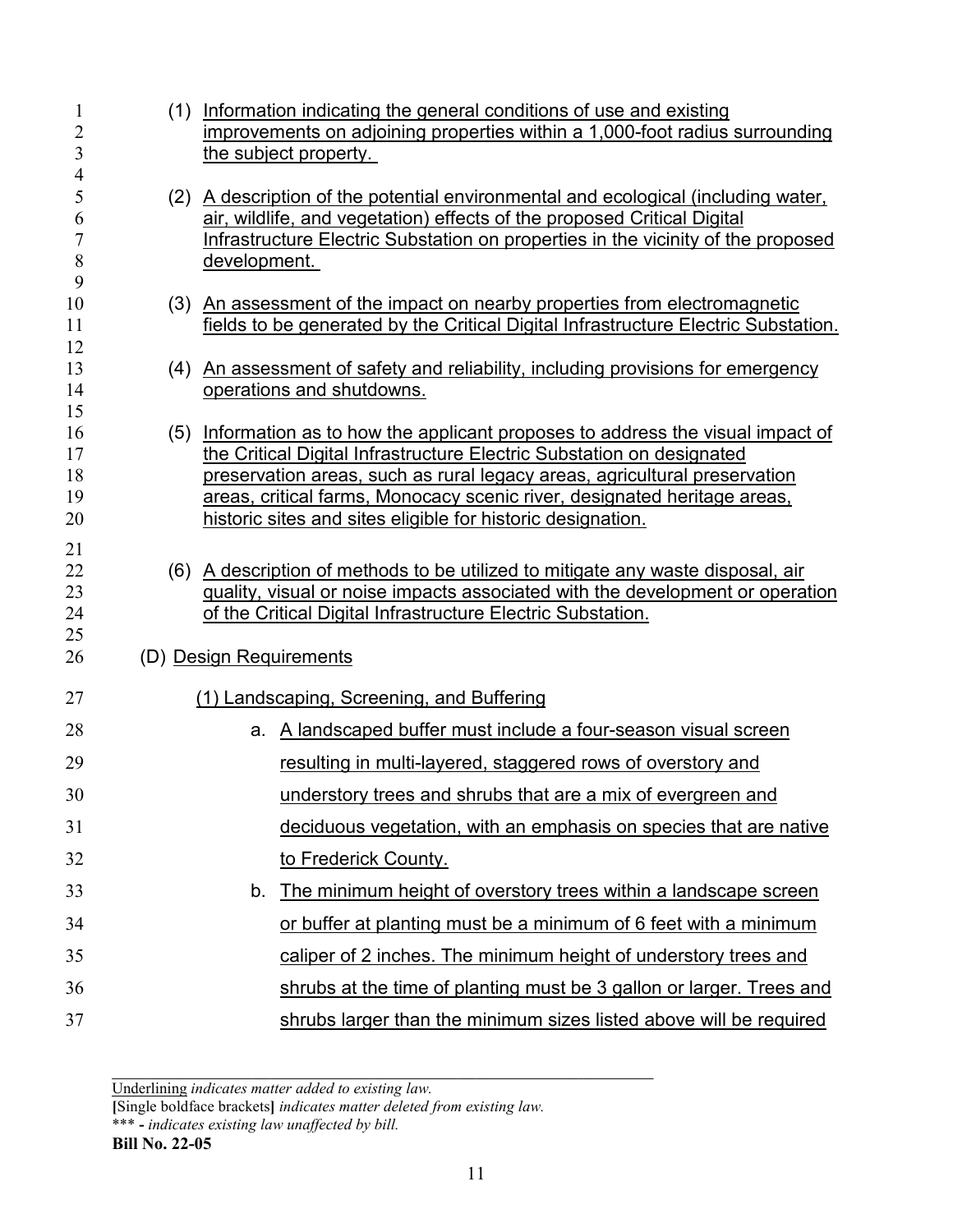(1) Information indicating the general conditions of use and existing improvements on adjoining properties within a 1,000-foot radius surrounding the subject property.

(2) A description of the potential environmental and ecological (including water, air, wildlife, and vegetation) effects of the proposed Critical Digital Infrastructure Electric Substation on properties in the vicinity of the proposed development.

(3) An assessment of the impact on nearby properties from electromagnetic fields to be generated by the Critical Digital Infrastructure Electric Substation.

(4) An assessment of safety and reliability, including provisions for emergency operations and shutdowns.

(5) Information as to how the applicant proposes to address the visual impact of the Critical Digital Infrastructure Electric Substation on designated preservation areas, such as rural legacy areas, agricultural preservation areas, critical farms, Monocacy scenic river, designated heritage areas, historic sites and sites eligible for historic designation.

(6) A description of methods to be utilized to mitigate any waste disposal, air quality, visual or noise impacts associated with the development or operation of the Critical Digital Infrastructure Electric Substation.

(D) Design Requirements

(1) Landscaping, Screening, and Buffering

a. A landscaped buffer must include a four-season visual screen resulting in multi-layered, staggered rows of overstory and understory trees and shrubs that are a mix of evergreen and deciduous vegetation, with an emphasis on species that are native to Frederick County.

b. The minimum height of overstory trees within a landscape screen or buffer at planting must be a minimum of 6 feet with a minimum caliper of 2 inches. The minimum height of understory trees and shrubs at the time of planting must be 3 gallon or larger. Trees and shrubs larger than the minimum sizes listed above will be required

---

Underlining *indicates matter added to existing law.*
**[**Single boldface brackets**]** *indicates matter deleted from existing law.*
*** - *indicates existing law unaffected by bill.*
**Bill No. 22-05**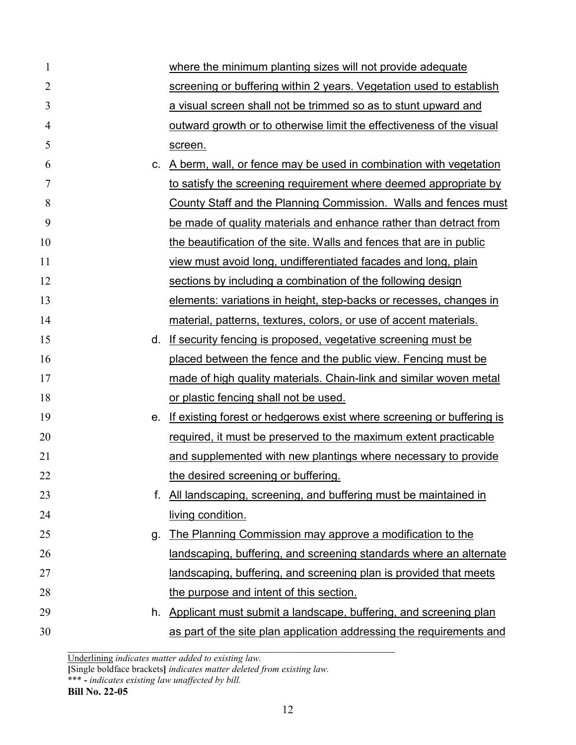where the minimum planting sizes will not provide adequate screening or buffering within 2 years. Vegetation used to establish a visual screen shall not be trimmed so as to stunt upward and outward growth or to otherwise limit the effectiveness of the visual screen.

c. A berm, wall, or fence may be used in combination with vegetation to satisfy the screening requirement where deemed appropriate by County Staff and the Planning Commission. Walls and fences must be made of quality materials and enhance rather than detract from the beautification of the site. Walls and fences that are in public view must avoid long, undifferentiated facades and long, plain sections by including a combination of the following design elements: variations in height, step-backs or recesses, changes in material, patterns, textures, colors, or use of accent materials.

d. If security fencing is proposed, vegetative screening must be placed between the fence and the public view. Fencing must be made of high quality materials. Chain-link and similar woven metal or plastic fencing shall not be used.

e. If existing forest or hedgerows exist where screening or buffering is required, it must be preserved to the maximum extent practicable and supplemented with new plantings where necessary to provide the desired screening or buffering.

f. All landscaping, screening, and buffering must be maintained in living condition.

g. The Planning Commission may approve a modification to the landscaping, buffering, and screening standards where an alternate landscaping, buffering, and screening plan is provided that meets the purpose and intent of this section.

h. Applicant must submit a landscape, buffering, and screening plan as part of the site plan application addressing the requirements and

Underlining *indicates matter added to existing law.*
**[**Single boldface brackets**]** *indicates matter deleted from existing law.*
\*\*\* - *indicates existing law unaffected by bill.*
**Bill No. 22-05**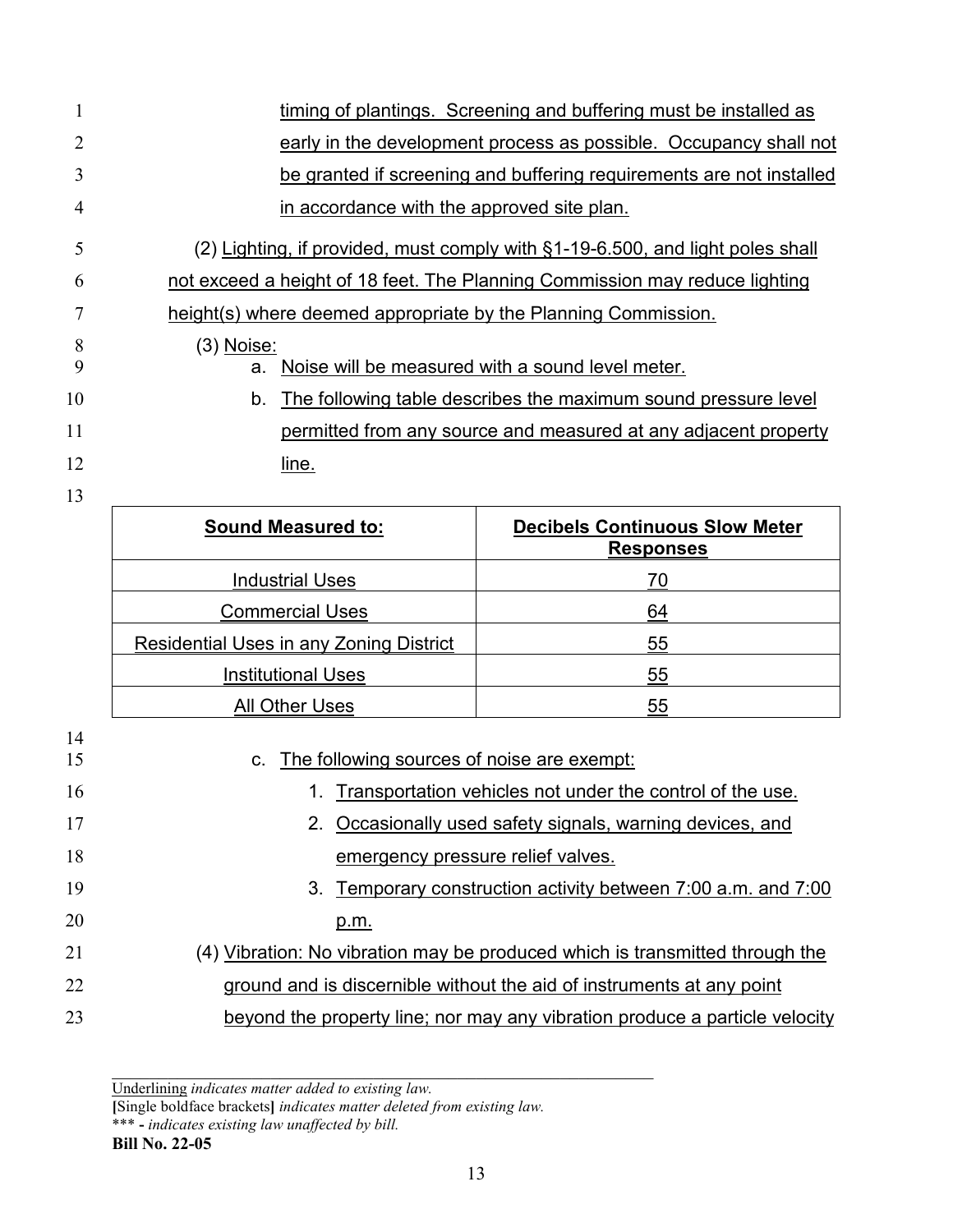timing of plantings. Screening and buffering must be installed as early in the development process as possible. Occupancy shall not be granted if screening and buffering requirements are not installed in accordance with the approved site plan.

(2) Lighting, if provided, must comply with §1-19-6.500, and light poles shall not exceed a height of 18 feet. The Planning Commission may reduce lighting height(s) where deemed appropriate by the Planning Commission.

(3) Noise:

a. Noise will be measured with a sound level meter.

b. The following table describes the maximum sound pressure level permitted from any source and measured at any adjacent property line.

| Sound Measured to: | Decibels Continuous Slow Meter Responses |
|---|---|
| Industrial Uses | 70 |
| Commercial Uses | 64 |
| Residential Uses in any Zoning District | 55 |
| Institutional Uses | 55 |
| All Other Uses | 55 |

c. The following sources of noise are exempt:

1. Transportation vehicles not under the control of the use.
2. Occasionally used safety signals, warning devices, and emergency pressure relief valves.
3. Temporary construction activity between 7:00 a.m. and 7:00 p.m.

(4) Vibration: No vibration may be produced which is transmitted through the ground and is discernible without the aid of instruments at any point beyond the property line; nor may any vibration produce a particle velocity

Underlining *indicates matter added to existing law.*
**[**Single boldface brackets**]** *indicates matter deleted from existing law.*
\*\*\* **-** *indicates existing law unaffected by bill.*
**Bill No. 22-05**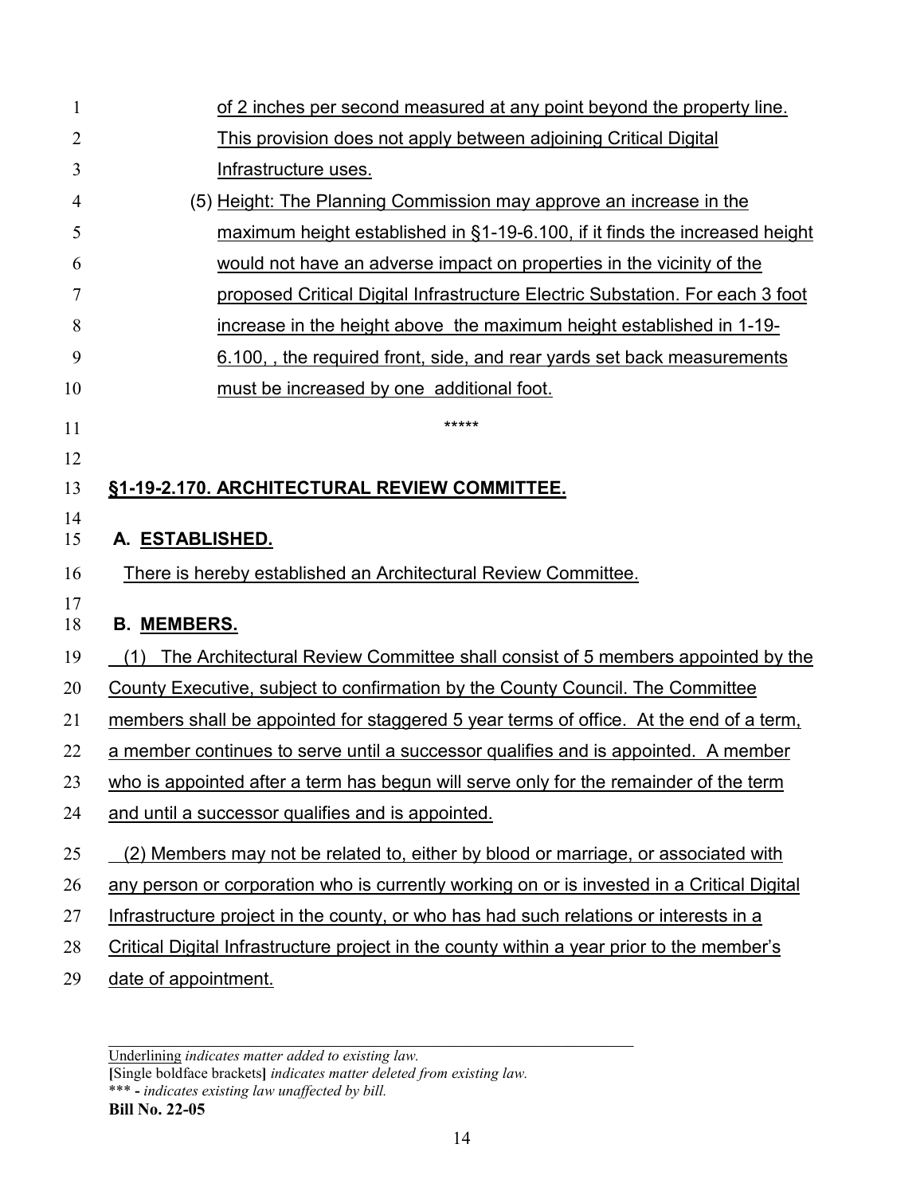of 2 inches per second measured at any point beyond the property line. This provision does not apply between adjoining Critical Digital Infrastructure uses.

(5) Height: The Planning Commission may approve an increase in the maximum height established in §1-19-6.100, if it finds the increased height would not have an adverse impact on properties in the vicinity of the proposed Critical Digital Infrastructure Electric Substation. For each 3 foot increase in the height above the maximum height established in 1-19-6.100, , the required front, side, and rear yards set back measurements must be increased by one additional foot.

*****

**§1-19-2.170. ARCHITECTURAL REVIEW COMMITTEE.**

**A. ESTABLISHED.**

There is hereby established an Architectural Review Committee.

**B. MEMBERS.**

(1) The Architectural Review Committee shall consist of 5 members appointed by the County Executive, subject to confirmation by the County Council. The Committee members shall be appointed for staggered 5 year terms of office. At the end of a term, a member continues to serve until a successor qualifies and is appointed. A member who is appointed after a term has begun will serve only for the remainder of the term and until a successor qualifies and is appointed.

(2) Members may not be related to, either by blood or marriage, or associated with any person or corporation who is currently working on or is invested in a Critical Digital Infrastructure project in the county, or who has had such relations or interests in a Critical Digital Infrastructure project in the county within a year prior to the member's date of appointment.

Underlining *indicates matter added to existing law.*
**[**Single boldface brackets**]** *indicates matter deleted from existing law.*
*** **-** *indicates existing law unaffected by bill.*
**Bill No. 22-05**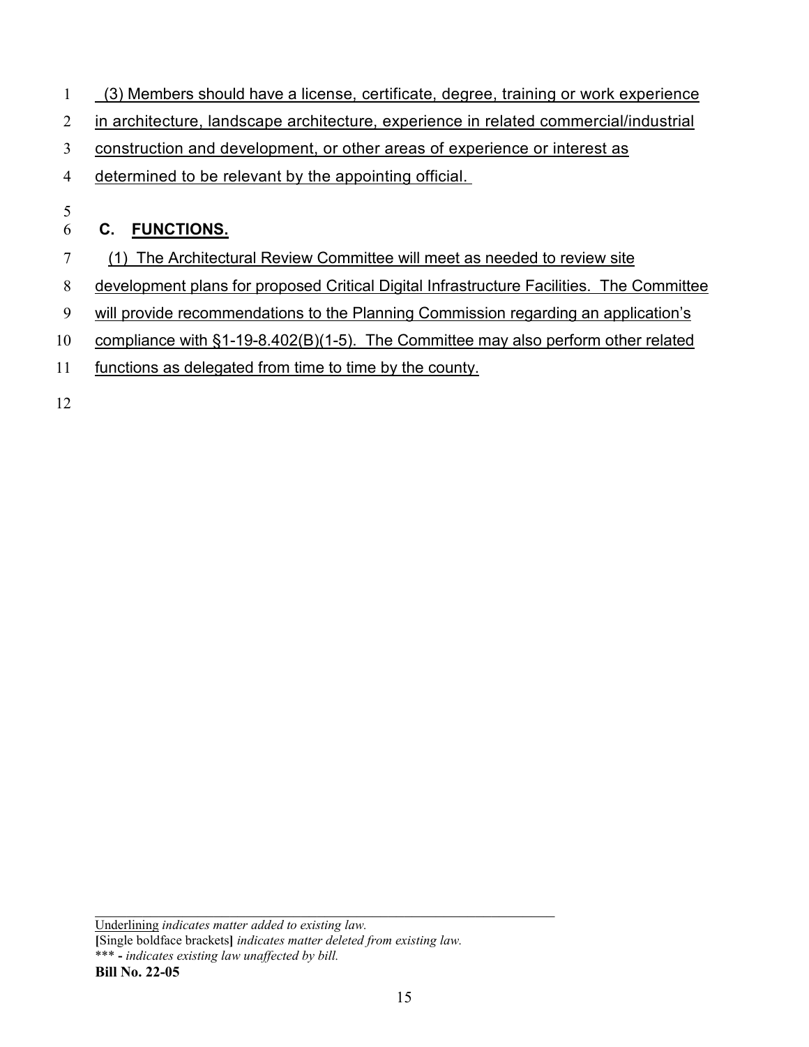(3) Members should have a license, certificate, degree, training or work experience in architecture, landscape architecture, experience in related commercial/industrial construction and development, or other areas of experience or interest as determined to be relevant by the appointing official.

**C. FUNCTIONS.**

(1) The Architectural Review Committee will meet as needed to review site development plans for proposed Critical Digital Infrastructure Facilities. The Committee will provide recommendations to the Planning Commission regarding an application's compliance with §1-19-8.402(B)(1-5). The Committee may also perform other related functions as delegated from time to time by the county.

Underlining *indicates matter added to existing law.*
[Single boldface brackets] *indicates matter deleted from existing law.*
\*\*\* - *indicates existing law unaffected by bill.*
**Bill No. 22-05**